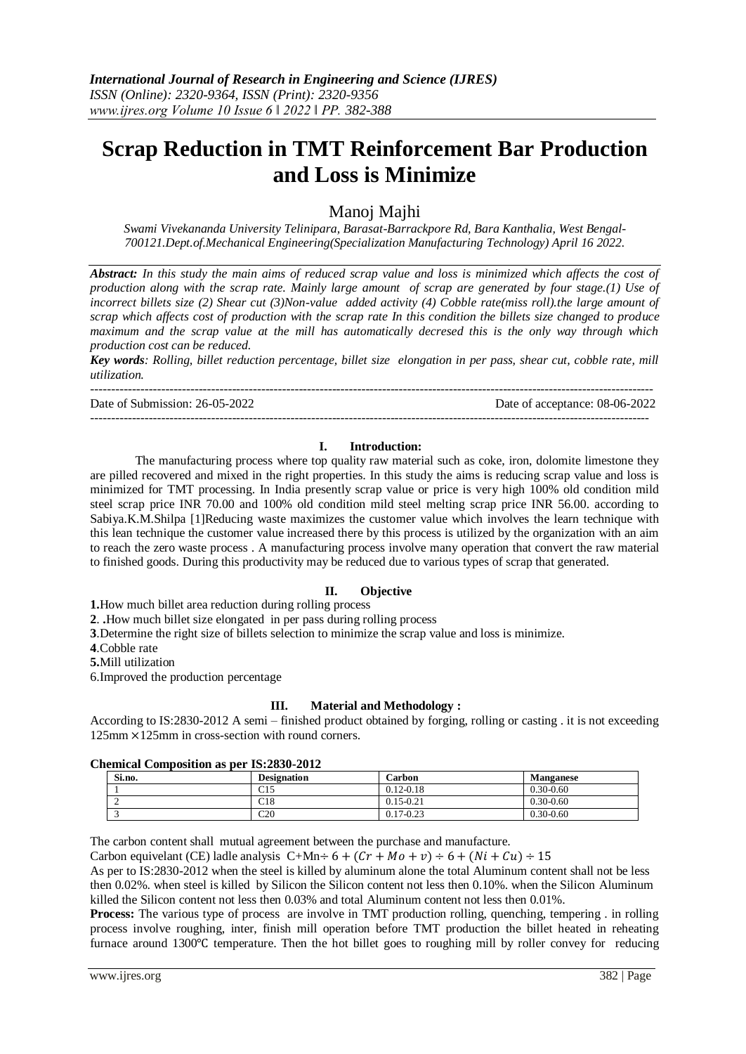# Scrap Reduction in TMT Reinforcement Bar Production and Loss is Minimize

Manoj Majhi

*Swami Vivekananda University Telinipara, Barasat-Barrackpore Rd, Bara Kanthalia, West Bengal-700121.Dept.of.Mechanical Engineering(Specialization Manufacturing Technology) April 16 2022.*

***Abstract:*** *In this study the main aims of reduced scrap value and loss is minimized which affects the cost of production along with the scrap rate. Mainly large amount of scrap are generated by four stage.(1) Use of incorrect billets size (2) Shear cut (3)Non-value added activity (4) Cobble rate(miss roll).the large amount of scrap which affects cost of production with the scrap rate In this condition the billets size changed to produce maximum and the scrap value at the mill has automatically decresed this is the only way through which production cost can be reduced.*

***Key words****: Rolling, billet reduction percentage, billet size elongation in per pass, shear cut, cobble rate, mill utilization.*

---

Date of Submission: 26-05-2022 | Date of acceptance: 08-06-2022

---

## I. Introduction:

The manufacturing process where top quality raw material such as coke, iron, dolomite limestone they are pilled recovered and mixed in the right properties. In this study the aims is reducing scrap value and loss is minimized for TMT processing. In India presently scrap value or price is very high 100% old condition mild steel scrap price INR 70.00 and 100% old condition mild steel melting scrap price INR 56.00. according to Sabiya.K.M.Shilpa [1]Reducing waste maximizes the customer value which involves the learn technique with this lean technique the customer value increased there by this process is utilized by the organization with an aim to reach the zero waste process . A manufacturing process involve many operation that convert the raw material to finished goods. During this productivity may be reduced due to various types of scrap that generated.

## II. Objective

**1.**How much billet area reduction during rolling process

**2**. **.**How much billet size elongated in per pass during rolling process

**3**.Determine the right size of billets selection to minimize the scrap value and loss is minimize.

**4**.Cobble rate

**5.**Mill utilization

6.Improved the production percentage

## III. Material and Methodology :

According to IS:2830-2012 A semi – finished product obtained by forging, rolling or casting . it is not exceeding 125mm ×125mm in cross-section with round corners.

**Chemical Composition as per IS:2830-2012**

| Si.no. | Designation | Carbon | Manganese |
|---|---|---|---|
| 1 | C15 | 0.12-0.18 | 0.30-0.60 |
| 2 | C18 | 0.15-0.21 | 0.30-0.60 |
| 3 | C20 | 0.17-0.23 | 0.30-0.60 |

The carbon content shall mutual agreement between the purchase and manufacture.

Carbon equivelant (CE) ladle analysis $C+Mn \div 6+(Cr+Mo+v) \div 6+(Ni+Cu) \div 15$

As per to IS:2830-2012 when the steel is killed by aluminum alone the total Aluminum content shall not be less then 0.02%. when steel is killed by Silicon the Silicon content not less then 0.10%. when the Silicon Aluminum killed the Silicon content not less then 0.03% and total Aluminum content not less then 0.01%.

**Process:** The various type of process are involve in TMT production rolling, quenching, tempering . in rolling process involve roughing, inter, finish mill operation before TMT production the billet heated in reheating furnace around 1300℃ temperature. Then the hot billet goes to roughing mill by roller convey for reducing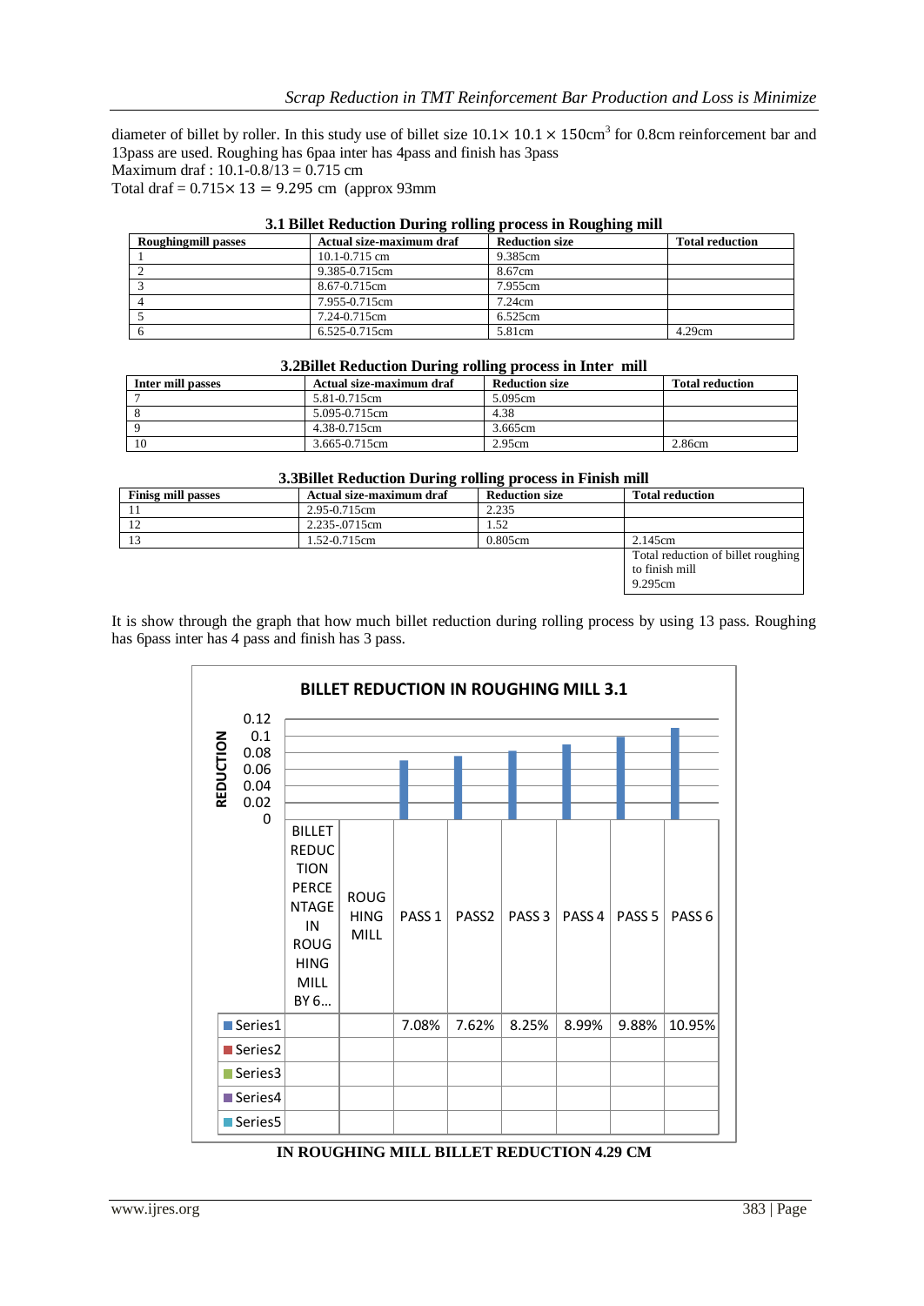diameter of billet by roller. In this study use of billet size $10.1\times 10.1 \times 150\text{cm}^3$ for 0.8cm reinforcement bar and 13pass are used. Roughing has 6paa inter has 4pass and finish has 3pass

Maximum draf : 10.1-0.8/13 = 0.715 cm

Total draf = $0.715\times 13 = 9.295$ cm (approx 93mm

**3.1 Billet Reduction During rolling process in Roughing mill**

| Roughingmill passes | Actual size-maximum draf | Reduction size | Total reduction |
|---|---|---|---|
| 1 | 10.1-0.715 cm | 9.385cm | |
| 2 | 9.385-0.715cm | 8.67cm | |
| 3 | 8.67-0.715cm | 7.955cm | |
| 4 | 7.955-0.715cm | 7.24cm | |
| 5 | 7.24-0.715cm | 6.525cm | |
| 6 | 6.525-0.715cm | 5.81cm | 4.29cm |

**3.2Billet Reduction During rolling process in Inter mill**

| Inter mill passes | Actual size-maximum draf | Reduction size | Total reduction |
|---|---|---|---|
| 7 | 5.81-0.715cm | 5.095cm | |
| 8 | 5.095-0.715cm | 4.38 | |
| 9 | 4.38-0.715cm | 3.665cm | |
| 10 | 3.665-0.715cm | 2.95cm | 2.86cm |

**3.3Billet Reduction During rolling process in Finish mill**

| Finisg mill passes | Actual size-maximum draf | Reduction size | Total reduction |
|---|---|---|---|
| 11 | 2.95-0.715cm | 2.235 | |
| 12 | 2.235-.0715cm | 1.52 | |
| 13 | 1.52-0.715cm | 0.805cm | 2.145cm |
| | | | Total reduction of billet roughing to finish mill 9.295cm |

It is show through the graph that how much billet reduction during rolling process by using 13 pass. Roughing has 6pass inter has 4 pass and finish has 3 pass.

**BILLET REDUCTION IN ROUGHING MILL 3.1**

| | BILLET REDUCTION PERCENTAGE IN ROUGHING MILL BY 6... | ROUGHING MILL | PASS 1 | PASS2 | PASS 3 | PASS 4 | PASS 5 | PASS 6 |
|---|---|---|---|---|---|---|---|---|
| Series1 | | | 7.08% | 7.62% | 8.25% | 8.99% | 9.88% | 10.95% |
| Series2 | | | | | | | | |
| Series3 | | | | | | | | |
| Series4 | | | | | | | | |
| Series5 | | | | | | | | |

**IN ROUGHING MILL BILLET REDUCTION 4.29 CM**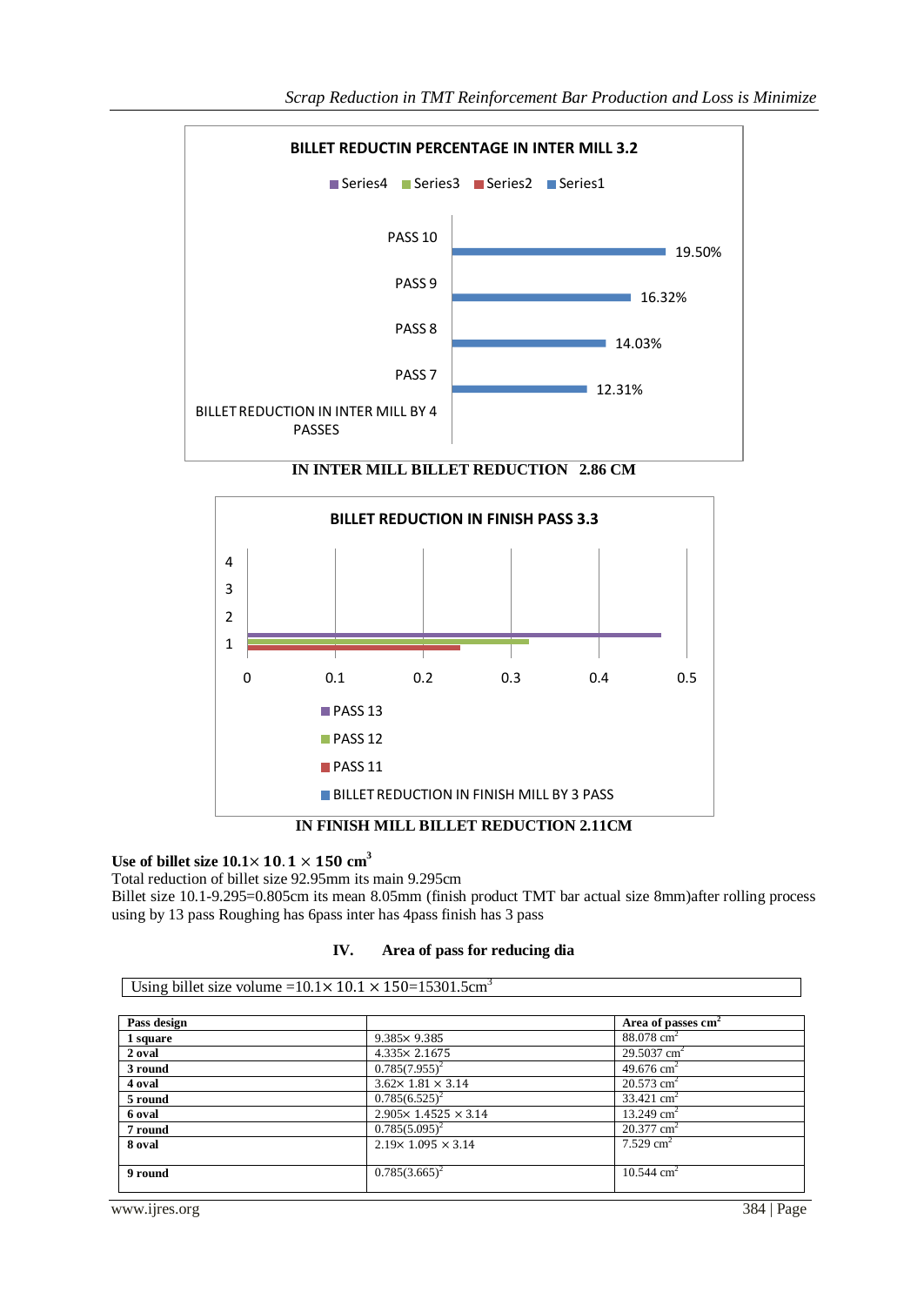**BILLET REDUCTIN PERCENTAGE IN INTER MILL 3.2**

Series4 Series3 Series2 Series1

| | |
|---|---|
| PASS 10 | 19.50% |
| PASS 9 | 16.32% |
| PASS 8 | 14.03% |
| PASS 7 | 12.31% |
| BILLET REDUCTION IN INTER MILL BY 4 PASSES | |

**IN INTER MILL BILLET REDUCTION 2.86 CM**

**BILLET REDUCTION IN FINISH PASS 3.3**

PASS 13, PASS 12, PASS 11, BILLET REDUCTION IN FINISH MILL BY 3 PASS

**IN FINISH MILL BILLET REDUCTION 2.11CM**

**Use of billet size $10.1\times 10.1 \times 150$ cm$^3$**

Total reduction of billet size 92.95mm its main 9.295cm

Billet size 10.1-9.295=0.805cm its mean 8.05mm (finish product TMT bar actual size 8mm)after rolling process using by 13 pass Roughing has 6pass inter has 4pass finish has 3 pass

## IV. Area of pass for reducing dia

Using billet size volume $=10.1\times 10.1 \times 150=15301.5\text{cm}^3$

| Pass design | | Area of passes cm$^2$ |
|---|---|---|
| 1 square | $9.385\times 9.385$ | 88.078 cm$^2$ |
| 2 oval | $4.335\times 2.1675$ | 29.5037 cm$^2$ |
| 3 round | $0.785(7.955)^2$ | 49.676 cm$^2$ |
| 4 oval | $3.62\times 1.81 \times 3.14$ | 20.573 cm$^2$ |
| 5 round | $0.785(6.525)^2$ | 33.421 cm$^2$ |
| 6 oval | $2.905\times 1.4525 \times 3.14$ | 13.249 cm$^2$ |
| 7 round | $0.785(5.095)^2$ | 20.377 cm$^2$ |
| 8 oval | $2.19\times 1.095 \times 3.14$ | 7.529 cm$^2$ |
| 9 round | $0.785(3.665)^2$ | 10.544 cm$^2$ |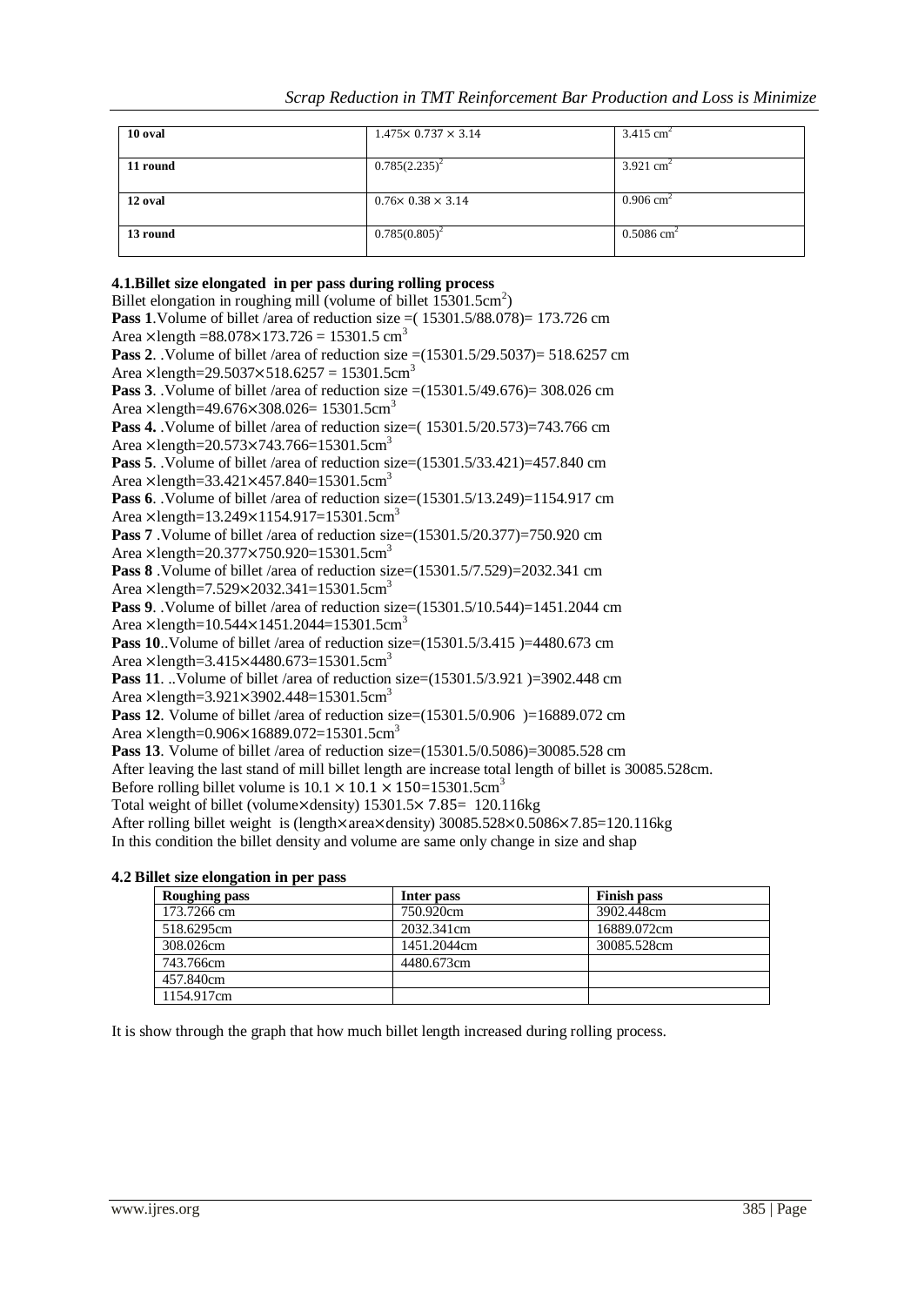| 10 oval | $1.475\times 0.737 \times 3.14$ | 3.415 $cm^2$ |
|---|---|---|
| 11 round | $0.785(2.235)^2$ | 3.921 $cm^2$ |
| 12 oval | $0.76\times 0.38 \times 3.14$ | 0.906 $cm^2$ |
| 13 round | $0.785(0.805)^2$ | 0.5086 $cm^2$ |

### 4.1.Billet size elongated in per pass during rolling process

Billet elongation in roughing mill (volume of billet 15301.5$cm^2$)

**Pass 1**.Volume of billet /area of reduction size =( 15301.5/88.078)= 173.726 cm

Area $\times$length =88.078$\times$173.726 = 15301.5 $cm^3$

**Pass 2**. .Volume of billet /area of reduction size =(15301.5/29.5037)= 518.6257 cm

Area $\times$length=29.5037$\times$518.6257 = 15301.5$cm^3$

**Pass 3**. .Volume of billet /area of reduction size =(15301.5/49.676)= 308.026 cm

Area $\times$length=49.676$\times$308.026= 15301.5$cm^3$

**Pass 4.** .Volume of billet /area of reduction size=( 15301.5/20.573)=743.766 cm

Area $\times$length=20.573$\times$743.766=15301.5$cm^3$

**Pass 5**. .Volume of billet /area of reduction size=(15301.5/33.421)=457.840 cm

Area $\times$length=33.421$\times$457.840=15301.5$cm^3$

**Pass 6**. .Volume of billet /area of reduction size=(15301.5/13.249)=1154.917 cm

Area $\times$length=13.249$\times$1154.917=15301.5$cm^3$

**Pass 7** .Volume of billet /area of reduction size=(15301.5/20.377)=750.920 cm

Area $\times$length=20.377$\times$750.920=15301.5$cm^3$

**Pass 8** .Volume of billet /area of reduction size=(15301.5/7.529)=2032.341 cm

Area $\times$length=7.529$\times$2032.341=15301.5$cm^3$

**Pass 9**. .Volume of billet /area of reduction size=(15301.5/10.544)=1451.2044 cm

Area $\times$length=10.544$\times$1451.2044=15301.5$cm^3$

**Pass 10**..Volume of billet /area of reduction size=(15301.5/3.415 )=4480.673 cm

Area $\times$length=3.415$\times$4480.673=15301.5$cm^3$

**Pass 11**. ..Volume of billet /area of reduction size=(15301.5/3.921 )=3902.448 cm

Area $\times$length=3.921$\times$3902.448=15301.5$cm^3$

**Pass 12**. Volume of billet /area of reduction size=(15301.5/0.906 )=16889.072 cm

Area $\times$length=0.906$\times$16889.072=15301.5$cm^3$

**Pass 13**. Volume of billet /area of reduction size=(15301.5/0.5086)=30085.528 cm

After leaving the last stand of mill billet length are increase total length of billet is 30085.528cm.

Before rolling billet volume is $10.1 \times 10.1 \times 150$=15301.5$cm^3$

Total weight of billet (volume$\times$density) 15301.5$\times$ 7.85= 120.116kg

After rolling billet weight is (length$\times$area$\times$density) 30085.528$\times$0.5086$\times$7.85=120.116kg

In this condition the billet density and volume are same only change in size and shap

### 4.2 Billet size elongation in per pass

| Roughing pass | Inter pass | Finish pass |
|---|---|---|
| 173.7266 cm | 750.920cm | 3902.448cm |
| 518.6295cm | 2032.341cm | 16889.072cm |
| 308.026cm | 1451.2044cm | 30085.528cm |
| 743.766cm | 4480.673cm | |
| 457.840cm | | |
| 1154.917cm | | |

It is show through the graph that how much billet length increased during rolling process.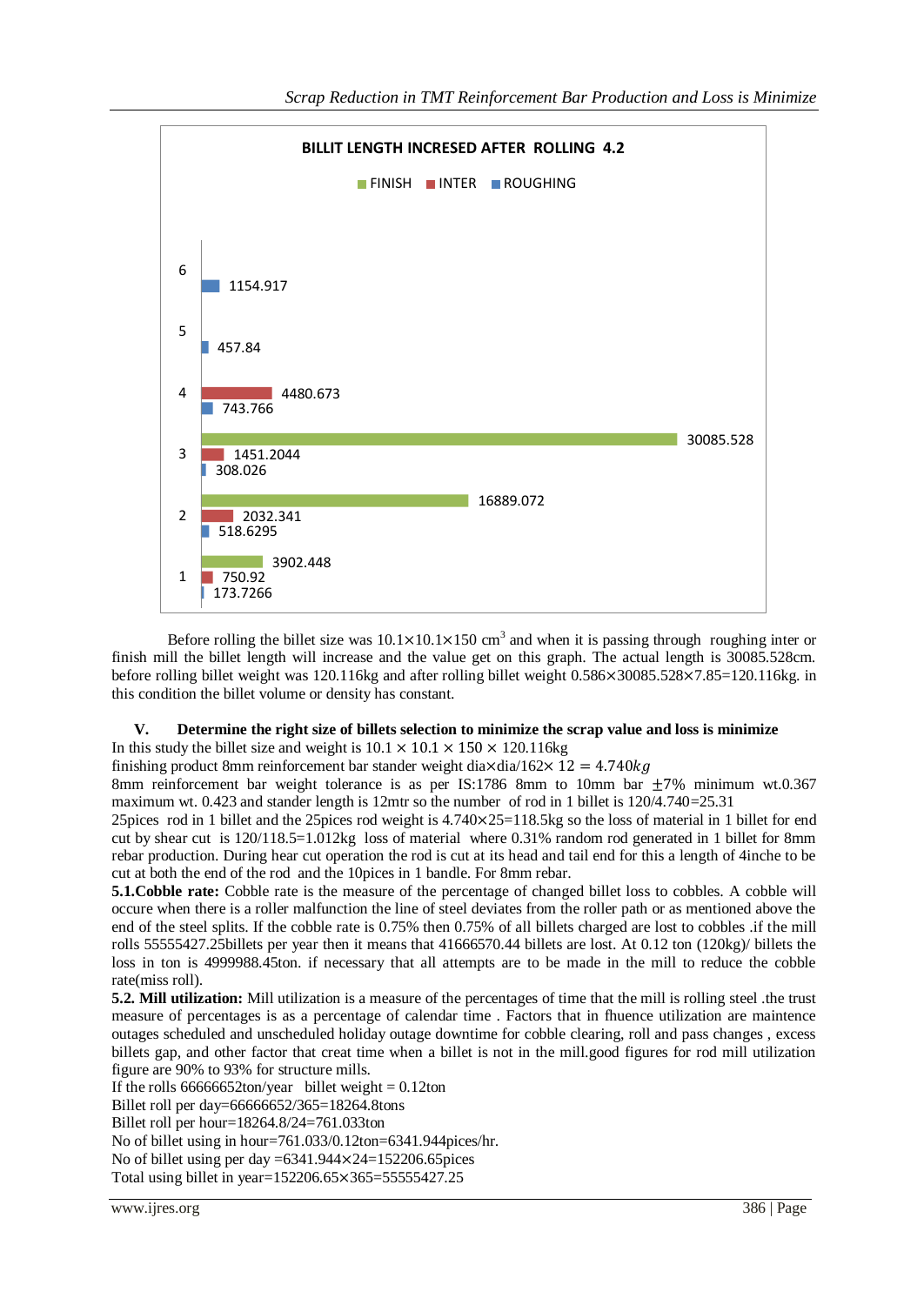**BILLIT LENGTH INCRESED AFTER ROLLING 4.2**

| | FINISH | INTER | ROUGHING |
|---|---|---|---|
| 1 | 3902.448 | 750.92 | 173.7266 |
| 2 | 16889.072 | 2032.341 | 518.6295 |
| 3 | 30085.528 | 1451.2044 | 308.026 |
| 4 | | 4480.673 | 743.766 |
| 5 | | | 457.84 |
| 6 | | | 1154.917 |

Before rolling the billet size was $10.1 \times 10.1 \times 150$ $cm^3$ and when it is passing through roughing inter or finish mill the billet length will increase and the value get on this graph. The actual length is 30085.528cm. before rolling billet weight was 120.116kg and after rolling billet weight $0.586 \times 30085.528 \times 7.85 = 120.116$kg. in this condition the billet volume or density has constant.

## V. Determine the right size of billets selection to minimize the scrap value and loss is minimize

In this study the billet size and weight is $10.1 \times 10.1 \times 150 \times 120.116$kg

finishing product 8mm reinforcement bar stander weight dia×dia/162× $12 = 4.740kg$

8mm reinforcement bar weight tolerance is as per IS:1786 8mm to 10mm bar $\pm 7\%$ minimum wt.0.367 maximum wt. 0.423 and stander length is 12mtr so the number of rod in 1 billet is 120/4.740=25.31

25pices rod in 1 billet and the 25pices rod weight is $4.740 \times 25 = 118.5$kg so the loss of material in 1 billet for end cut by shear cut is 120/118.5=1.012kg loss of material where 0.31% random rod generated in 1 billet for 8mm rebar production. During hear cut operation the rod is cut at its head and tail end for this a length of 4inche to be cut at both the end of the rod and the 10pices in 1 bandle. For 8mm rebar.

**5.1.Cobble rate:** Cobble rate is the measure of the percentage of changed billet loss to cobbles. A cobble will occure when there is a roller malfunction the line of steel deviates from the roller path or as mentioned above the end of the steel splits. If the cobble rate is 0.75% then 0.75% of all billets charged are lost to cobbles .if the mill rolls 55555427.25billets per year then it means that 41666570.44 billets are lost. At 0.12 ton (120kg)/ billets the loss in ton is 4999988.45ton. if necessary that all attempts are to be made in the mill to reduce the cobble rate(miss roll).

**5.2. Mill utilization:** Mill utilization is a measure of the percentages of time that the mill is rolling steel .the trust measure of percentages is as a percentage of calendar time . Factors that in fhuence utilization are maintence outages scheduled and unscheduled holiday outage downtime for cobble clearing, roll and pass changes , excess billets gap, and other factor that creat time when a billet is not in the mill.good figures for rod mill utilization figure are 90% to 93% for structure mills.

If the rolls 66666652ton/year billet weight = 0.12ton

Billet roll per day=66666652/365=18264.8tons

Billet roll per hour=18264.8/24=761.033ton

No of billet using in hour=761.033/0.12ton=6341.944pices/hr.

No of billet using per day =6341.944×24=152206.65pices

Total using billet in year=152206.65×365=55555427.25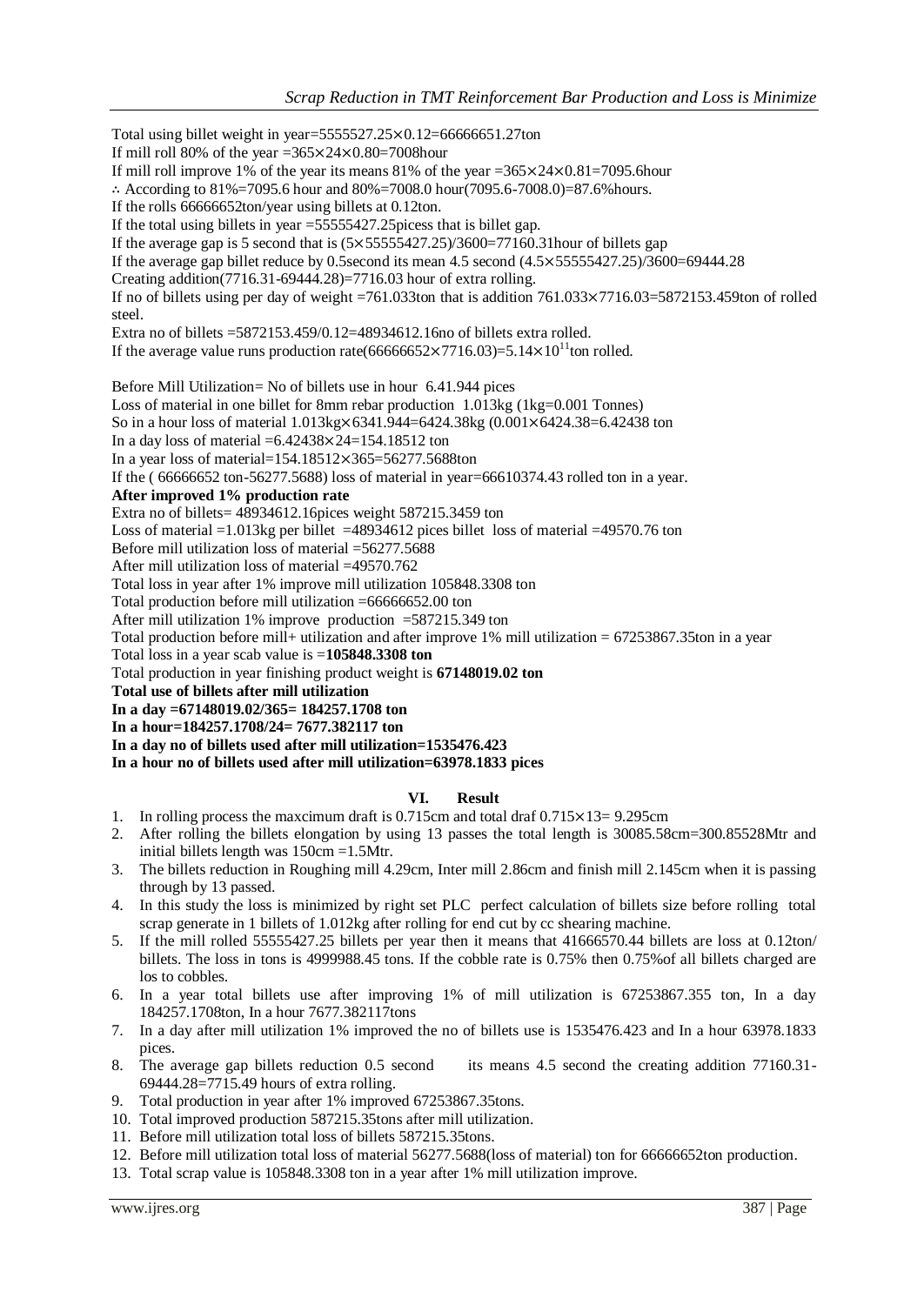Total using billet weight in year=$5555527.25\times0.12$=66666651.27ton

If mill roll 80% of the year =$365\times24\times0.80$=7008hour

If mill roll improve 1% of the year its means 81% of the year =$365\times24\times0.81$=7095.6hour

∴ According to 81%=7095.6 hour and 80%=7008.0 hour(7095.6-7008.0)=87.6%hours.

If the rolls 66666652ton/year using billets at 0.12ton.

If the total using billets in year =55555427.25picess that is billet gap.

If the average gap is 5 second that is ($5\times55555427.25$)/3600=77160.31hour of billets gap

If the average gap billet reduce by 0.5second its mean 4.5 second ($4.5\times55555427.25$)/3600=69444.28

Creating addition(7716.31-69444.28)=7716.03 hour of extra rolling.

If no of billets using per day of weight =761.033ton that is addition $761.033\times7716.03$=5872153.459ton of rolled steel.

Extra no of billets =5872153.459/0.12=48934612.16no of billets extra rolled.

If the average value runs production rate($66666652\times7716.03$)=$5.14\times10^{11}$ton rolled.

Before Mill Utilization= No of billets use in hour 6.41.944 pices

Loss of material in one billet for 8mm rebar production 1.013kg (1kg=0.001 Tonnes)

So in a hour loss of material $1.013\text{kg}\times6341.944$=6424.38kg ($0.001\times6424.38$=6.42438 ton

In a day loss of material =$6.42438\times24$=154.18512 ton

In a year loss of material=$154.18512\times365$=56277.5688ton

If the ( 66666652 ton-56277.5688) loss of material in year=66610374.43 rolled ton in a year.

**After improved 1% production rate**

Extra no of billets= 48934612.16pices weight 587215.3459 ton

Loss of material =1.013kg per billet =48934612 pices billet loss of material =49570.76 ton

Before mill utilization loss of material =56277.5688

After mill utilization loss of material =49570.762

Total loss in year after 1% improve mill utilization 105848.3308 ton

Total production before mill utilization =66666652.00 ton

After mill utilization 1% improve production =587215.349 ton

Total production before mill+ utilization and after improve 1% mill utilization = 67253867.35ton in a year

Total loss in a year scab value is =**105848.3308 ton**

Total production in year finishing product weight is **67148019.02 ton**

**Total use of billets after mill utilization**

**In a day =67148019.02/365= 184257.1708 ton**

**In a hour=184257.1708/24= 7677.382117 ton**

**In a day no of billets used after mill utilization=1535476.423**

**In a hour no of billets used after mill utilization=63978.1833 pices**

## VI. Result

1. In rolling process the maxcimum draft is 0.715cm and total draf $0.715\times13$= 9.295cm
2. After rolling the billets elongation by using 13 passes the total length is 30085.58cm=300.85528Mtr and initial billets length was 150cm =1.5Mtr.
3. The billets reduction in Roughing mill 4.29cm, Inter mill 2.86cm and finish mill 2.145cm when it is passing through by 13 passed.
4. In this study the loss is minimized by right set PLC perfect calculation of billets size before rolling total scrap generate in 1 billets of 1.012kg after rolling for end cut by cc shearing machine.
5. If the mill rolled 55555427.25 billets per year then it means that 41666570.44 billets are loss at 0.12ton/ billets. The loss in tons is 4999988.45 tons. If the cobble rate is 0.75% then 0.75%of all billets charged are los to cobbles.
6. In a year total billets use after improving 1% of mill utilization is 67253867.355 ton, In a day 184257.1708ton, In a hour 7677.382117tons
7. In a day after mill utilization 1% improved the no of billets use is 1535476.423 and In a hour 63978.1833 pices.
8. The average gap billets reduction 0.5 second its means 4.5 second the creating addition 77160.31-69444.28=7715.49 hours of extra rolling.
9. Total production in year after 1% improved 67253867.35tons.
10. Total improved production 587215.35tons after mill utilization.
11. Before mill utilization total loss of billets 587215.35tons.
12. Before mill utilization total loss of material 56277.5688(loss of material) ton for 66666652ton production.
13. Total scrap value is 105848.3308 ton in a year after 1% mill utilization improve.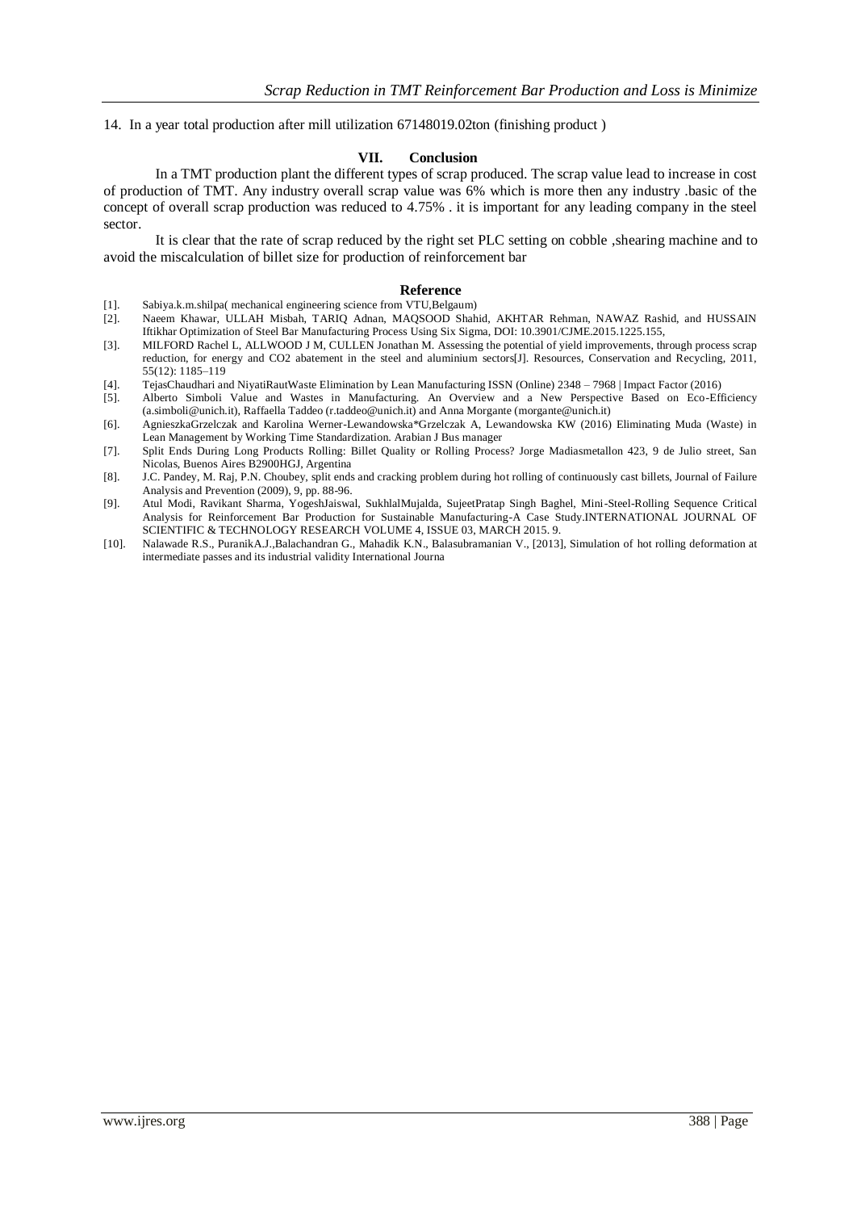14. In a year total production after mill utilization 67148019.02ton (finishing product )

## VII. Conclusion

In a TMT production plant the different types of scrap produced. The scrap value lead to increase in cost of production of TMT. Any industry overall scrap value was 6% which is more then any industry .basic of the concept of overall scrap production was reduced to 4.75% . it is important for any leading company in the steel sector.

It is clear that the rate of scrap reduced by the right set PLC setting on cobble ,shearing machine and to avoid the miscalculation of billet size for production of reinforcement bar

## Reference

[1]. Sabiya.k.m.shilpa( mechanical engineering science from VTU,Belgaum)

[2]. Naeem Khawar, ULLAH Misbah, TARIQ Adnan, MAQSOOD Shahid, AKHTAR Rehman, NAWAZ Rashid, and HUSSAIN Iftikhar Optimization of Steel Bar Manufacturing Process Using Six Sigma, DOI: 10.3901/CJME.2015.1225.155,

[3]. MILFORD Rachel L, ALLWOOD J M, CULLEN Jonathan M. Assessing the potential of yield improvements, through process scrap reduction, for energy and CO2 abatement in the steel and aluminium sectors[J]. Resources, Conservation and Recycling, 2011, 55(12): 1185–119

[4]. TejasChaudhari and NiyatiRautWaste Elimination by Lean Manufacturing ISSN (Online) 2348 – 7968 | Impact Factor (2016)

[5]. Alberto Simboli Value and Wastes in Manufacturing. An Overview and a New Perspective Based on Eco-Efficiency (a.simboli@unich.it), Raffaella Taddeo (r.taddeo@unich.it) and Anna Morgante (morgante@unich.it)

[6]. AgnieszkaGrzelczak and Karolina Werner-Lewandowska*Grzelczak A, Lewandowska KW (2016) Eliminating Muda (Waste) in Lean Management by Working Time Standardization. Arabian J Bus manager

[7]. Split Ends During Long Products Rolling: Billet Quality or Rolling Process? Jorge Madiasmetallon 423, 9 de Julio street, San Nicolas, Buenos Aires B2900HGJ, Argentina

[8]. J.C. Pandey, M. Raj, P.N. Choubey, split ends and cracking problem during hot rolling of continuously cast billets, Journal of Failure Analysis and Prevention (2009), 9, pp. 88-96.

[9]. Atul Modi, Ravikant Sharma, YogeshJaiswal, SukhlalMujalda, SujeetPratap Singh Baghel, Mini-Steel-Rolling Sequence Critical Analysis for Reinforcement Bar Production for Sustainable Manufacturing-A Case Study.INTERNATIONAL JOURNAL OF SCIENTIFIC & TECHNOLOGY RESEARCH VOLUME 4, ISSUE 03, MARCH 2015. 9.

[10]. Nalawade R.S., PuranikA.J.,Balachandran G., Mahadik K.N., Balasubramanian V., [2013], Simulation of hot rolling deformation at intermediate passes and its industrial validity International Journa